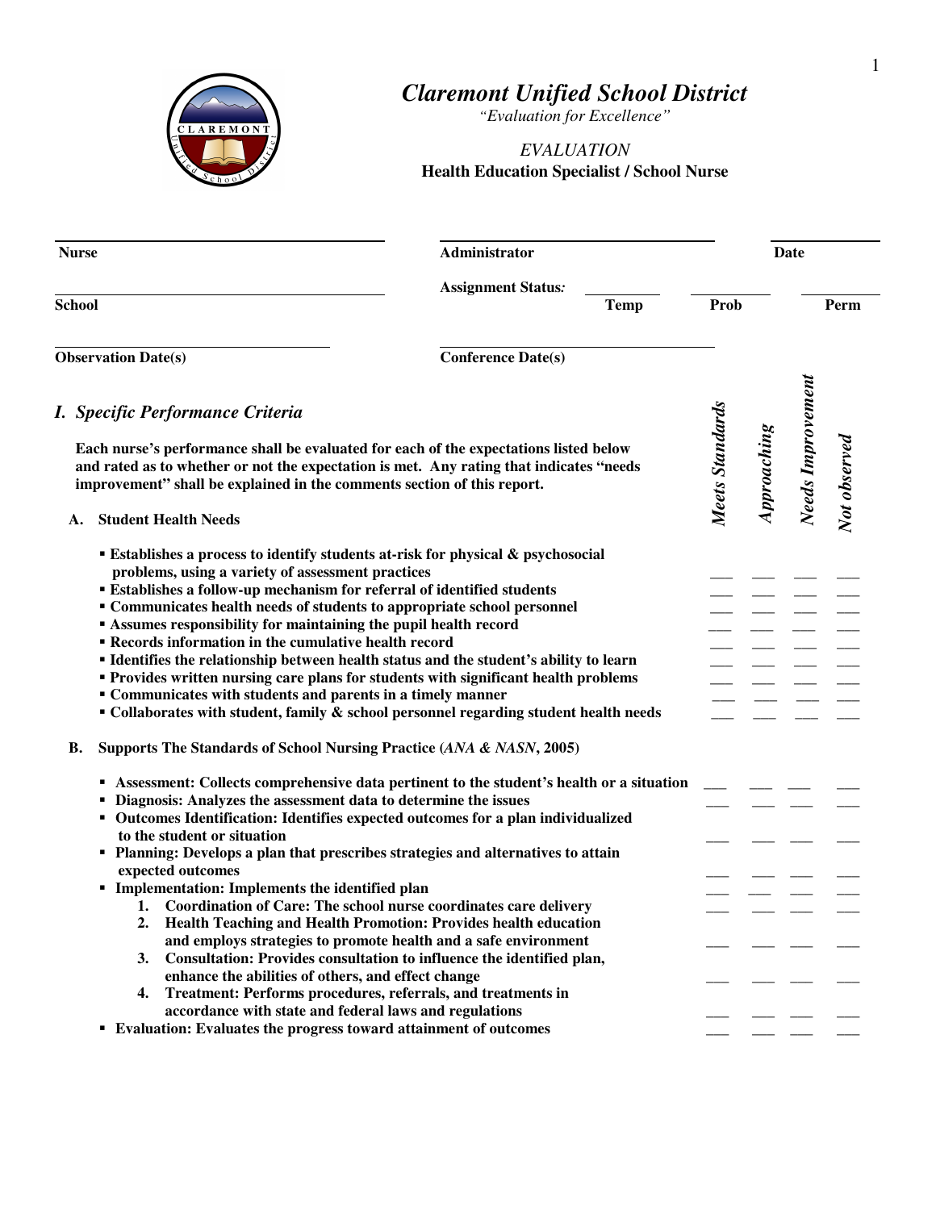# Claremont Unified School District

*"Evaluation for Excellence"*

*EVALUATION*

**Health Education Specialist / School Nurse**

| | | |
|---|---|---|
| **Nurse** | **Administrator** | **Date** |
| **School** | **Assignment Status:** ____ **Temp** ____ **Prob** ____ **Perm** | |
| **Observation Date(s)** | **Conference Date(s)** | |

## *I. Specific Performance Criteria*

**Each nurse's performance shall be evaluated for each of the expectations listed below and rated as to whether or not the expectation is met. Any rating that indicates "needs improvement" shall be explained in the comments section of this report.**

| | *Meets Standards* | *Approaching* | *Needs Improvement* | *Not observed* |
|---|---|---|---|---|
| **A. Student Health Needs** | | | | |
| ▪ Establishes a process to identify students at-risk for physical & psychosocial problems, using a variety of assessment practices | ___ | ___ | ___ | ___ |
| ▪ Establishes a follow-up mechanism for referral of identified students | ___ | ___ | ___ | ___ |
| ▪ Communicates health needs of students to appropriate school personnel | ___ | ___ | ___ | ___ |
| ▪ Assumes responsibility for maintaining the pupil health record | ___ | ___ | ___ | ___ |
| ▪ Records information in the cumulative health record | ___ | ___ | ___ | ___ |
| ▪ Identifies the relationship between health status and the student's ability to learn | ___ | ___ | ___ | ___ |
| ▪ Provides written nursing care plans for students with significant health problems | ___ | ___ | ___ | ___ |
| ▪ Communicates with students and parents in a timely manner | ___ | ___ | ___ | ___ |
| ▪ Collaborates with student, family & school personnel regarding student health needs | ___ | ___ | ___ | ___ |
| **B. Supports The Standards of School Nursing Practice (*ANA & NASN*, 2005)** | | | | |
| ▪ Assessment: Collects comprehensive data pertinent to the student's health or a situation | ___ | ___ | ___ | ___ |
| ▪ Diagnosis: Analyzes the assessment data to determine the issues | ___ | ___ | ___ | ___ |
| ▪ Outcomes Identification: Identifies expected outcomes for a plan individualized to the student or situation | ___ | ___ | ___ | ___ |
| ▪ Planning: Develops a plan that prescribes strategies and alternatives to attain expected outcomes | ___ | ___ | ___ | ___ |
| ▪ Implementation: Implements the identified plan | ___ | ___ | ___ | ___ |
| 1. Coordination of Care: The school nurse coordinates care delivery | ___ | ___ | ___ | ___ |
| 2. Health Teaching and Health Promotion: Provides health education and employs strategies to promote health and a safe environment | ___ | ___ | ___ | ___ |
| 3. Consultation: Provides consultation to influence the identified plan, enhance the abilities of others, and effect change | ___ | ___ | ___ | ___ |
| 4. Treatment: Performs procedures, referrals, and treatments in accordance with state and federal laws and regulations | ___ | ___ | ___ | ___ |
| ▪ Evaluation: Evaluates the progress toward attainment of outcomes | ___ | ___ | ___ | ___ |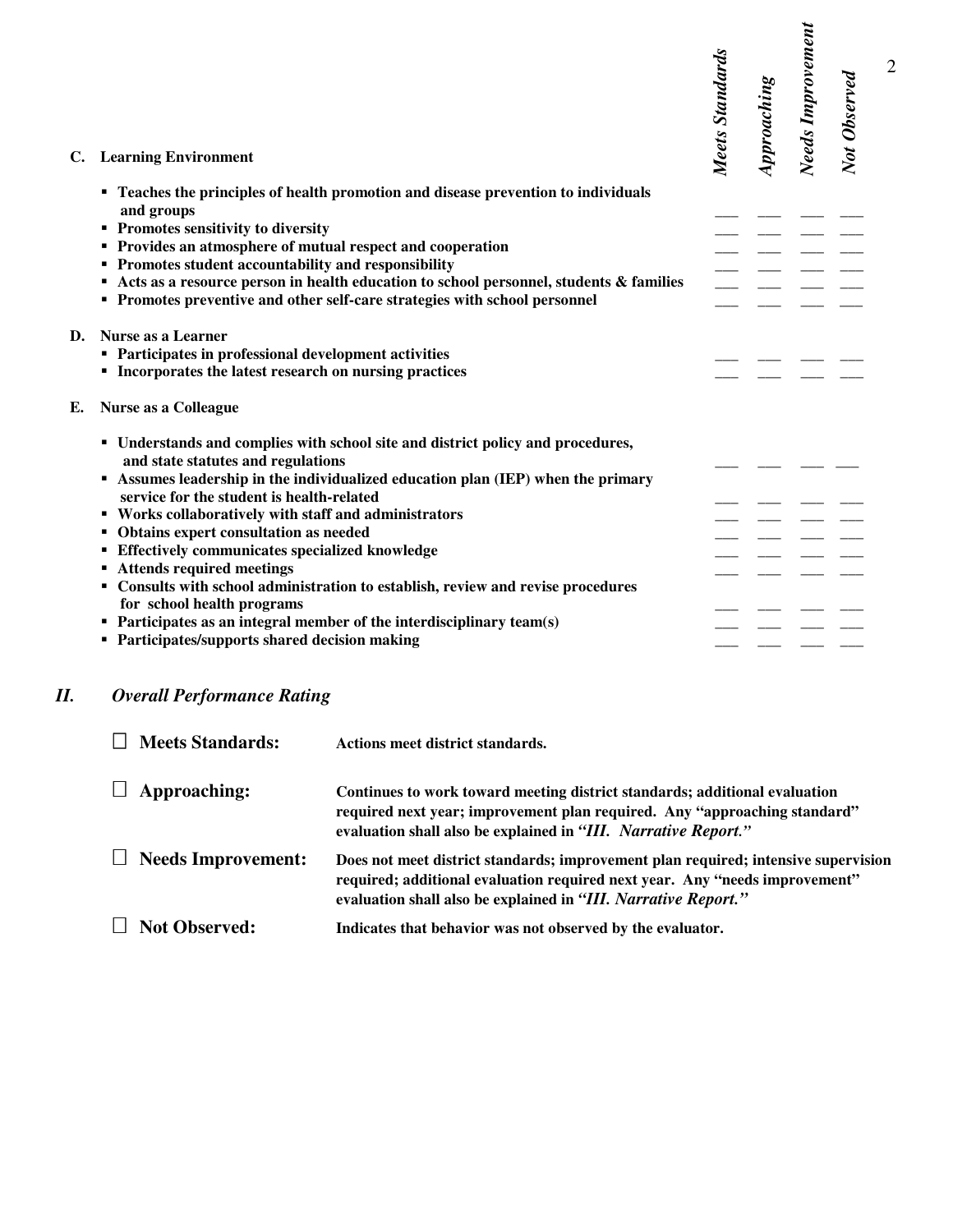| C. Learning Environment | Meets Standards | Approaching | Needs Improvement | Not Observed |
|---|---|---|---|---|
| ▪ Teaches the principles of health promotion and disease prevention to individuals and groups | ___ | ___ | ___ | ___ |
| ▪ Promotes sensitivity to diversity | ___ | ___ | ___ | ___ |
| ▪ Provides an atmosphere of mutual respect and cooperation | ___ | ___ | ___ | ___ |
| ▪ Promotes student accountability and responsibility | ___ | ___ | ___ | ___ |
| ▪ Acts as a resource person in health education to school personnel, students & families | ___ | ___ | ___ | ___ |
| ▪ Promotes preventive and other self-care strategies with school personnel | ___ | ___ | ___ | ___ |
| **D. Nurse as a Learner** | | | | |
| ▪ Participates in professional development activities | ___ | ___ | ___ | ___ |
| ▪ Incorporates the latest research on nursing practices | ___ | ___ | ___ | ___ |
| **E. Nurse as a Colleague** | | | | |
| ▪ Understands and complies with school site and district policy and procedures, and state statutes and regulations | ___ | ___ | ___ | ___ |
| ▪ Assumes leadership in the individualized education plan (IEP) when the primary service for the student is health-related | ___ | ___ | ___ | ___ |
| ▪ Works collaboratively with staff and administrators | ___ | ___ | ___ | ___ |
| ▪ Obtains expert consultation as needed | ___ | ___ | ___ | ___ |
| ▪ Effectively communicates specialized knowledge | ___ | ___ | ___ | ___ |
| ▪ Attends required meetings | ___ | ___ | ___ | ___ |
| ▪ Consults with school administration to establish, review and revise procedures for school health programs | ___ | ___ | ___ | ___ |
| ▪ Participates as an integral member of the interdisciplinary team(s) | ___ | ___ | ___ | ___ |
| ▪ Participates/supports shared decision making | ___ | ___ | ___ | ___ |

## *II. Overall Performance Rating*

☐ **Meets Standards:** **Actions meet district standards.**

☐ **Approaching:** **Continues to work toward meeting district standards; additional evaluation required next year; improvement plan required. Any "approaching standard" evaluation shall also be explained in *"III. Narrative Report."***

☐ **Needs Improvement:** **Does not meet district standards; improvement plan required; intensive supervision required; additional evaluation required next year. Any "needs improvement" evaluation shall also be explained in *"III. Narrative Report."***

☐ **Not Observed:** **Indicates that behavior was not observed by the evaluator.**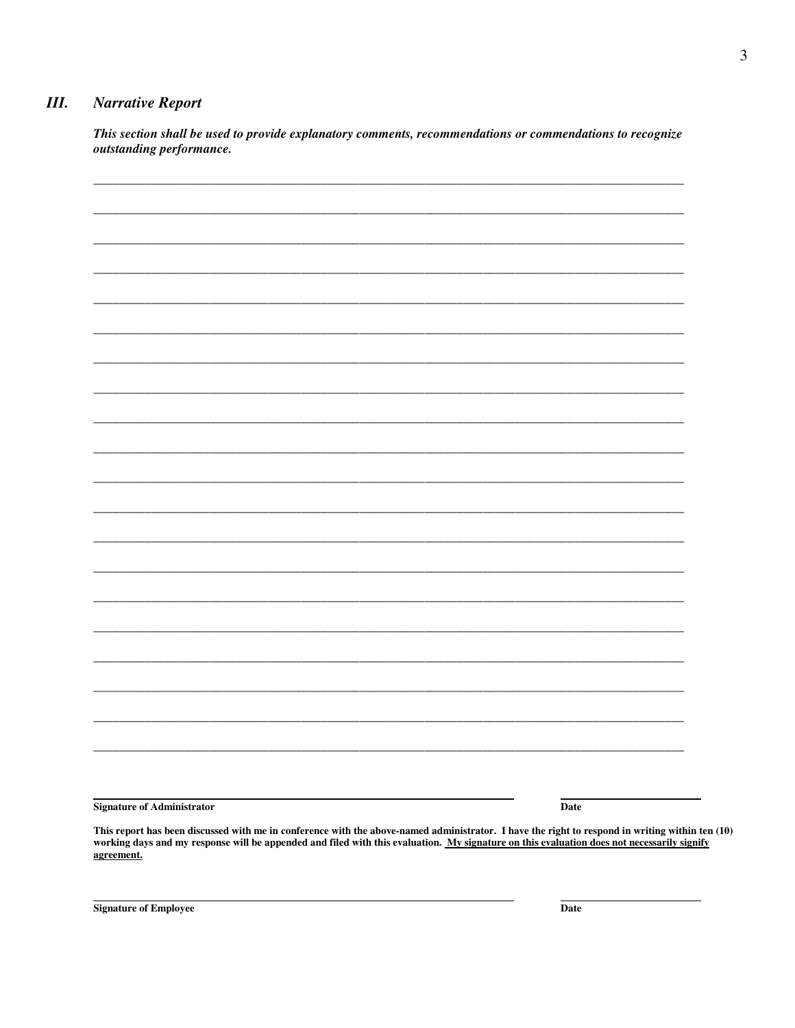## ***III. Narrative Report***

***This section shall be used to provide explanatory comments, recommendations or commendations to recognize outstanding performance.***

____________________________________________________________________________________________

____________________________________________________________________________________________

____________________________________________________________________________________________

____________________________________________________________________________________________

____________________________________________________________________________________________

____________________________________________________________________________________________

____________________________________________________________________________________________

____________________________________________________________________________________________

____________________________________________________________________________________________

____________________________________________________________________________________________

____________________________________________________________________________________________

____________________________________________________________________________________________

____________________________________________________________________________________________

____________________________________________________________________________________________

____________________________________________________________________________________________

____________________________________________________________________________________________

____________________________________________________________________________________________

____________________________________________________________________________________________

____________________________________________________________________________________________

____________________________________________________________________________________________

**Signature of Administrator** _________________________ **Date** _____________

**This report has been discussed with me in conference with the above-named administrator. I have the right to respond in writing within ten (10) working days and my response will be appended and filed with this evaluation. <u>My signature on this evaluation does not necessarily signify agreement.</u>**

**Signature of Employee** _________________________ **Date** _____________